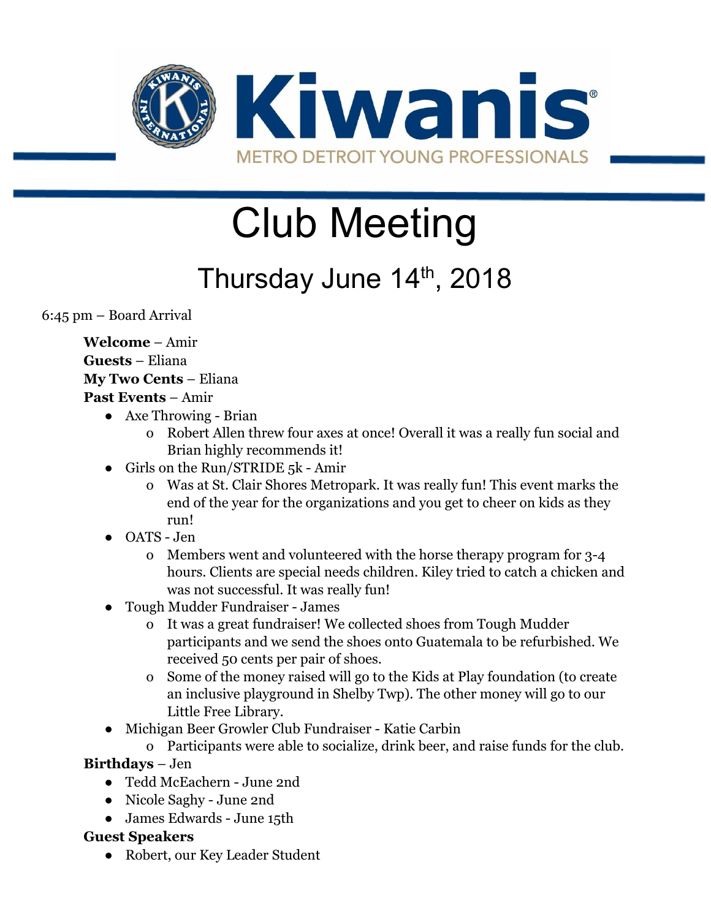# Kiwanis

METRO DETROIT YOUNG PROFESSIONALS

# Club Meeting

## Thursday June 14th, 2018

6:45 pm – Board Arrival

**Welcome** – Amir
**Guests** – Eliana
**My Two Cents** – Eliana
**Past Events** – Amir

- Axe Throwing - Brian
  - Robert Allen threw four axes at once! Overall it was a really fun social and Brian highly recommends it!
- Girls on the Run/STRIDE 5k - Amir
  - Was at St. Clair Shores Metropark. It was really fun! This event marks the end of the year for the organizations and you get to cheer on kids as they run!
- OATS - Jen
  - Members went and volunteered with the horse therapy program for 3-4 hours. Clients are special needs children. Kiley tried to catch a chicken and was not successful. It was really fun!
- Tough Mudder Fundraiser - James
  - It was a great fundraiser! We collected shoes from Tough Mudder participants and we send the shoes onto Guatemala to be refurbished. We received 50 cents per pair of shoes.
  - Some of the money raised will go to the Kids at Play foundation (to create an inclusive playground in Shelby Twp). The other money will go to our Little Free Library.
- Michigan Beer Growler Club Fundraiser - Katie Carbin
  - Participants were able to socialize, drink beer, and raise funds for the club.

**Birthdays** – Jen

- Tedd McEachern - June 2nd
- Nicole Saghy - June 2nd
- James Edwards - June 15th

**Guest Speakers**

- Robert, our Key Leader Student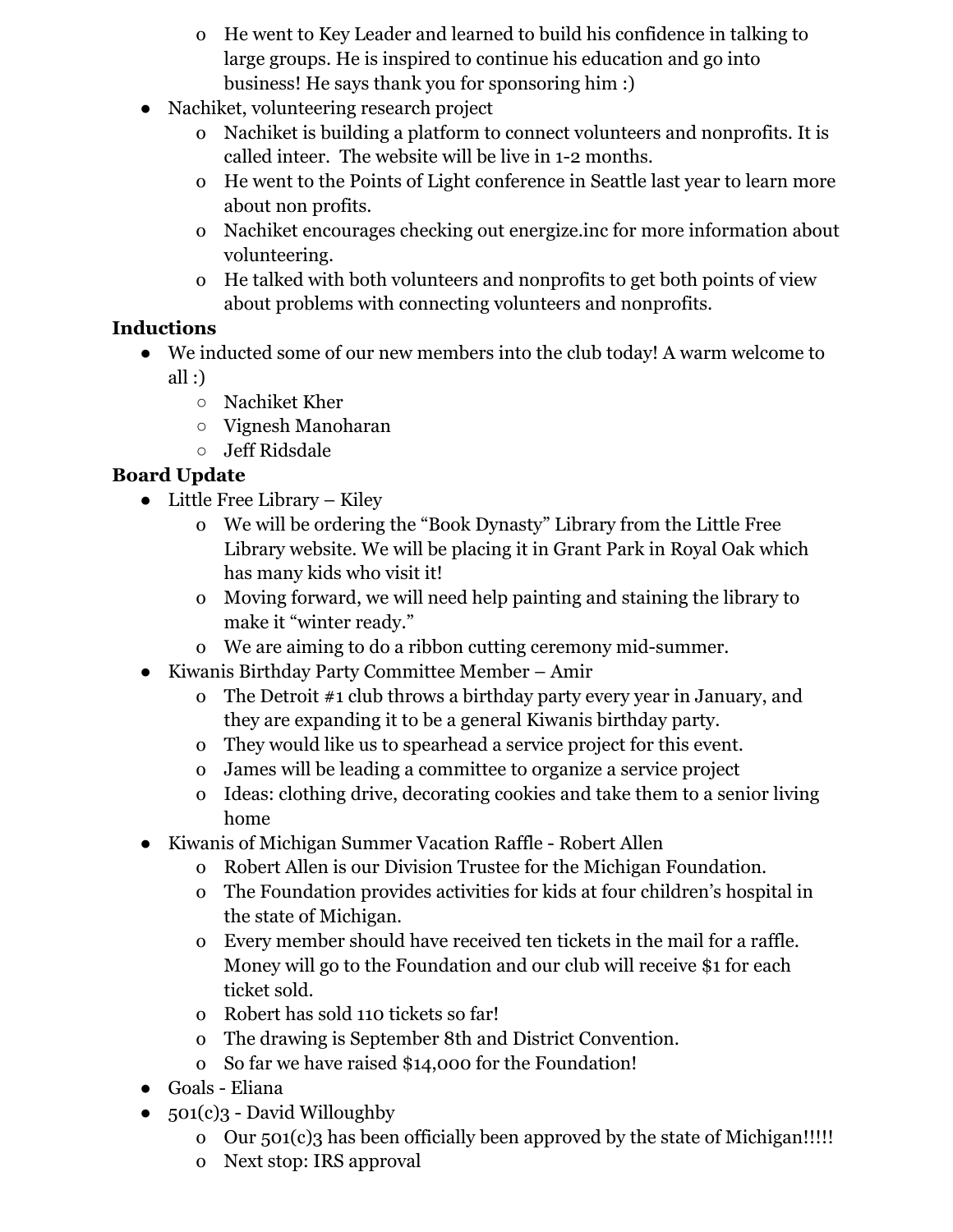- He went to Key Leader and learned to build his confidence in talking to large groups. He is inspired to continue his education and go into business! He says thank you for sponsoring him :)
- Nachiket, volunteering research project
  - Nachiket is building a platform to connect volunteers and nonprofits. It is called inteer. The website will be live in 1-2 months.
  - He went to the Points of Light conference in Seattle last year to learn more about non profits.
  - Nachiket encourages checking out energize.inc for more information about volunteering.
  - He talked with both volunteers and nonprofits to get both points of view about problems with connecting volunteers and nonprofits.

**Inductions**

- We inducted some of our new members into the club today! A warm welcome to all :)
  - Nachiket Kher
  - Vignesh Manoharan
  - Jeff Ridsdale

**Board Update**

- Little Free Library – Kiley
  - We will be ordering the "Book Dynasty" Library from the Little Free Library website. We will be placing it in Grant Park in Royal Oak which has many kids who visit it!
  - Moving forward, we will need help painting and staining the library to make it "winter ready."
  - We are aiming to do a ribbon cutting ceremony mid-summer.
- Kiwanis Birthday Party Committee Member – Amir
  - The Detroit #1 club throws a birthday party every year in January, and they are expanding it to be a general Kiwanis birthday party.
  - They would like us to spearhead a service project for this event.
  - James will be leading a committee to organize a service project
  - Ideas: clothing drive, decorating cookies and take them to a senior living home
- Kiwanis of Michigan Summer Vacation Raffle - Robert Allen
  - Robert Allen is our Division Trustee for the Michigan Foundation.
  - The Foundation provides activities for kids at four children's hospital in the state of Michigan.
  - Every member should have received ten tickets in the mail for a raffle. Money will go to the Foundation and our club will receive $1 for each ticket sold.
  - Robert has sold 110 tickets so far!
  - The drawing is September 8th and District Convention.
  - So far we have raised $14,000 for the Foundation!
- Goals - Eliana
- 501(c)3 - David Willoughby
  - Our 501(c)3 has been officially been approved by the state of Michigan!!!!!
  - Next stop: IRS approval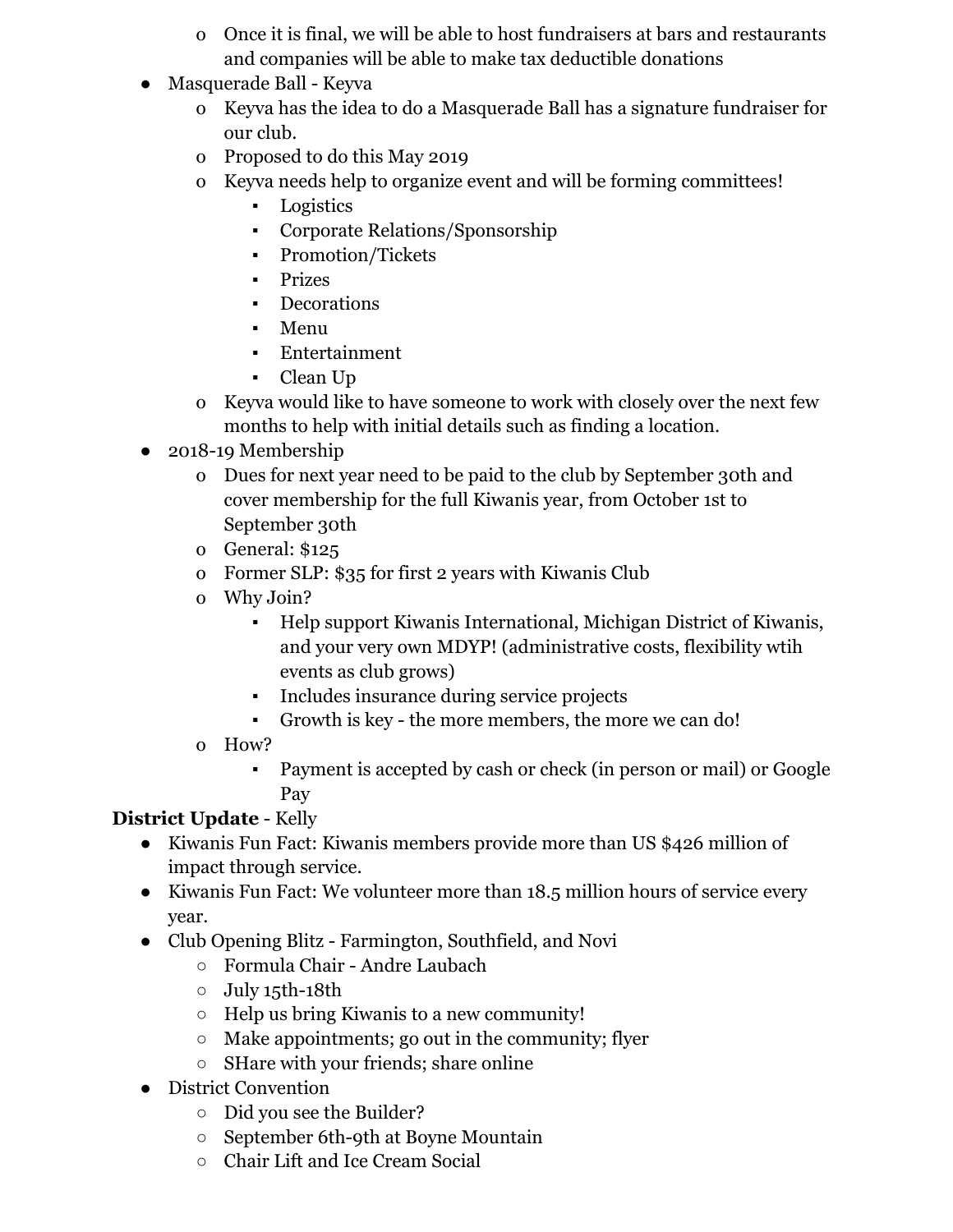- Once it is final, we will be able to host fundraisers at bars and restaurants and companies will be able to make tax deductible donations
- Masquerade Ball - Keyva
    - Keyva has the idea to do a Masquerade Ball has a signature fundraiser for our club.
    - Proposed to do this May 2019
    - Keyva needs help to organize event and will be forming committees!
        - Logistics
        - Corporate Relations/Sponsorship
        - Promotion/Tickets
        - Prizes
        - Decorations
        - Menu
        - Entertainment
        - Clean Up
    - Keyva would like to have someone to work with closely over the next few months to help with initial details such as finding a location.
- 2018-19 Membership
    - Dues for next year need to be paid to the club by September 30th and cover membership for the full Kiwanis year, from October 1st to September 30th
    - General: $125
    - Former SLP: $35 for first 2 years with Kiwanis Club
    - Why Join?
        - Help support Kiwanis International, Michigan District of Kiwanis, and your very own MDYP! (administrative costs, flexibility wtih events as club grows)
        - Includes insurance during service projects
        - Growth is key - the more members, the more we can do!
    - How?
        - Payment is accepted by cash or check (in person or mail) or Google Pay

**District Update** - Kelly

- Kiwanis Fun Fact: Kiwanis members provide more than US $426 million of impact through service.
- Kiwanis Fun Fact: We volunteer more than 18.5 million hours of service every year.
- Club Opening Blitz - Farmington, Southfield, and Novi
    - Formula Chair - Andre Laubach
    - July 15th-18th
    - Help us bring Kiwanis to a new community!
    - Make appointments; go out in the community; flyer
    - SHare with your friends; share online
- District Convention
    - Did you see the Builder?
    - September 6th-9th at Boyne Mountain
    - Chair Lift and Ice Cream Social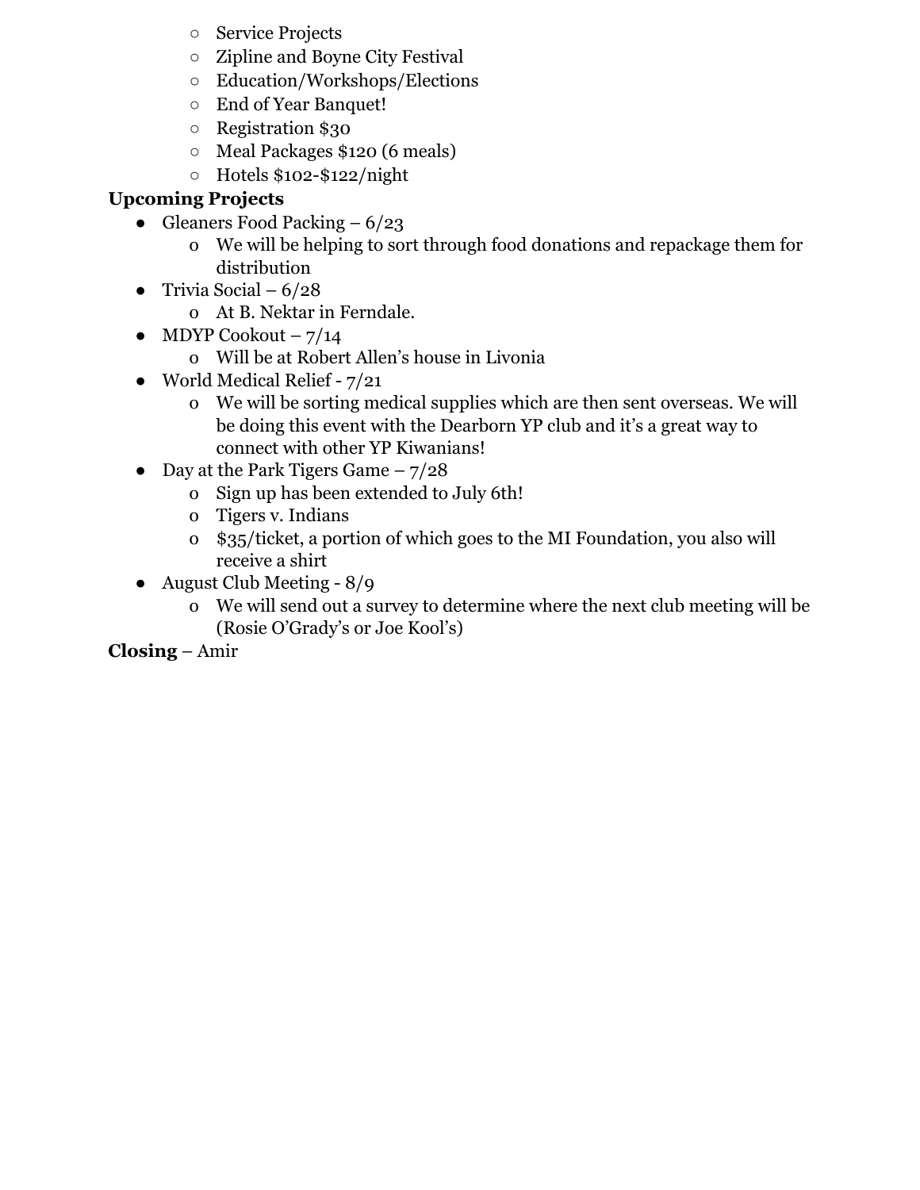- Service Projects
    - Zipline and Boyne City Festival
    - Education/Workshops/Elections
    - End of Year Banquet!
    - Registration $30
    - Meal Packages $120 (6 meals)
    - Hotels $102-$122/night

**Upcoming Projects**

- Gleaners Food Packing – 6/23
    - We will be helping to sort through food donations and repackage them for distribution
- Trivia Social – 6/28
    - At B. Nektar in Ferndale.
- MDYP Cookout – 7/14
    - Will be at Robert Allen's house in Livonia
- World Medical Relief - 7/21
    - We will be sorting medical supplies which are then sent overseas. We will be doing this event with the Dearborn YP club and it's a great way to connect with other YP Kiwanians!
- Day at the Park Tigers Game – 7/28
    - Sign up has been extended to July 6th!
    - Tigers v. Indians
    - $35/ticket, a portion of which goes to the MI Foundation, you also will receive a shirt
- August Club Meeting - 8/9
    - We will send out a survey to determine where the next club meeting will be (Rosie O'Grady's or Joe Kool's)

**Closing** – Amir